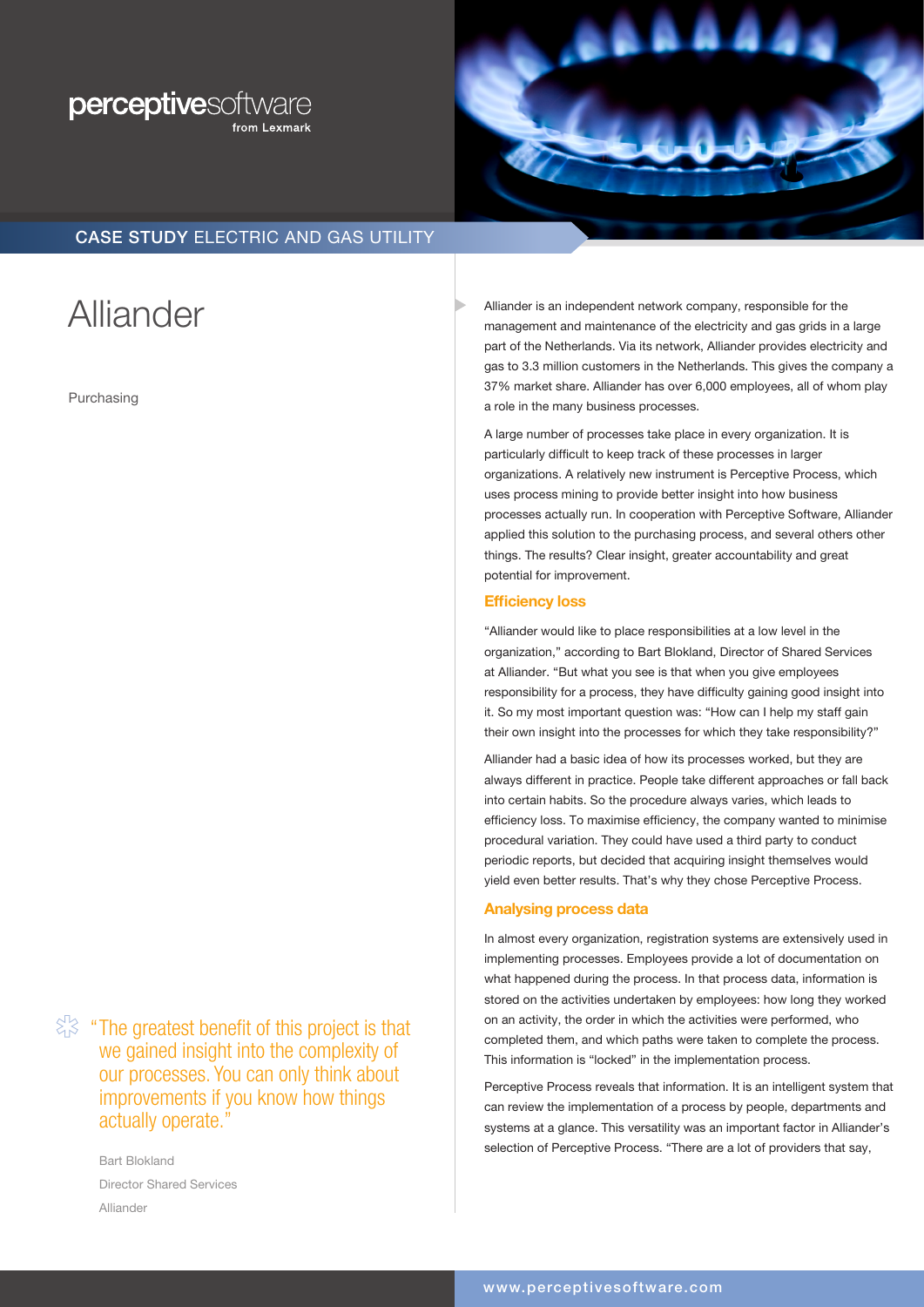perceptivesoftware from Lexmark

CASE STUDY ELECTRIC AND GAS UTILITY

# Alliander

Purchasing

Alliander is an independent network company, responsible for the management and maintenance of the electricity and gas grids in a large part of the Netherlands. Via its network, Alliander provides electricity and gas to 3.3 million customers in the Netherlands. This gives the company a 37% market share. Alliander has over 6,000 employees, all of whom play a role in the many business processes.

A large number of processes take place in every organization. It is particularly difficult to keep track of these processes in larger organizations. A relatively new instrument is Perceptive Process, which uses process mining to provide better insight into how business processes actually run. In cooperation with Perceptive Software, Alliander applied this solution to the purchasing process, and several others other things. The results? Clear insight, greater accountability and great potential for improvement.

## Efficiency loss

"Alliander would like to place responsibilities at a low level in the organization," according to Bart Blokland, Director of Shared Services at Alliander. "But what you see is that when you give employees responsibility for a process, they have difficulty gaining good insight into it. So my most important question was: "How can I help my staff gain their own insight into the processes for which they take responsibility?"

Alliander had a basic idea of how its processes worked, but they are always different in practice. People take different approaches or fall back into certain habits. So the procedure always varies, which leads to efficiency loss. To maximise efficiency, the company wanted to minimise procedural variation. They could have used a third party to conduct periodic reports, but decided that acquiring insight themselves would yield even better results. That's why they chose Perceptive Process.

## Analysing process data

In almost every organization, registration systems are extensively used in implementing processes. Employees provide a lot of documentation on what happened during the process. In that process data, information is stored on the activities undertaken by employees: how long they worked on an activity, the order in which the activities were performed, who completed them, and which paths were taken to complete the process. This information is "locked" in the implementation process.

Perceptive Process reveals that information. It is an intelligent system that can review the implementation of a process by people, departments and systems at a glance. This versatility was an important factor in Alliander's selection of Perceptive Process. "There are a lot of providers that say,

> "The greatest benefit of this project is that we gained insight into the complexity of our processes. You can only think about improvements if you know how things actually operate."
>
> Bart Blokland
> Director Shared Services
> Alliander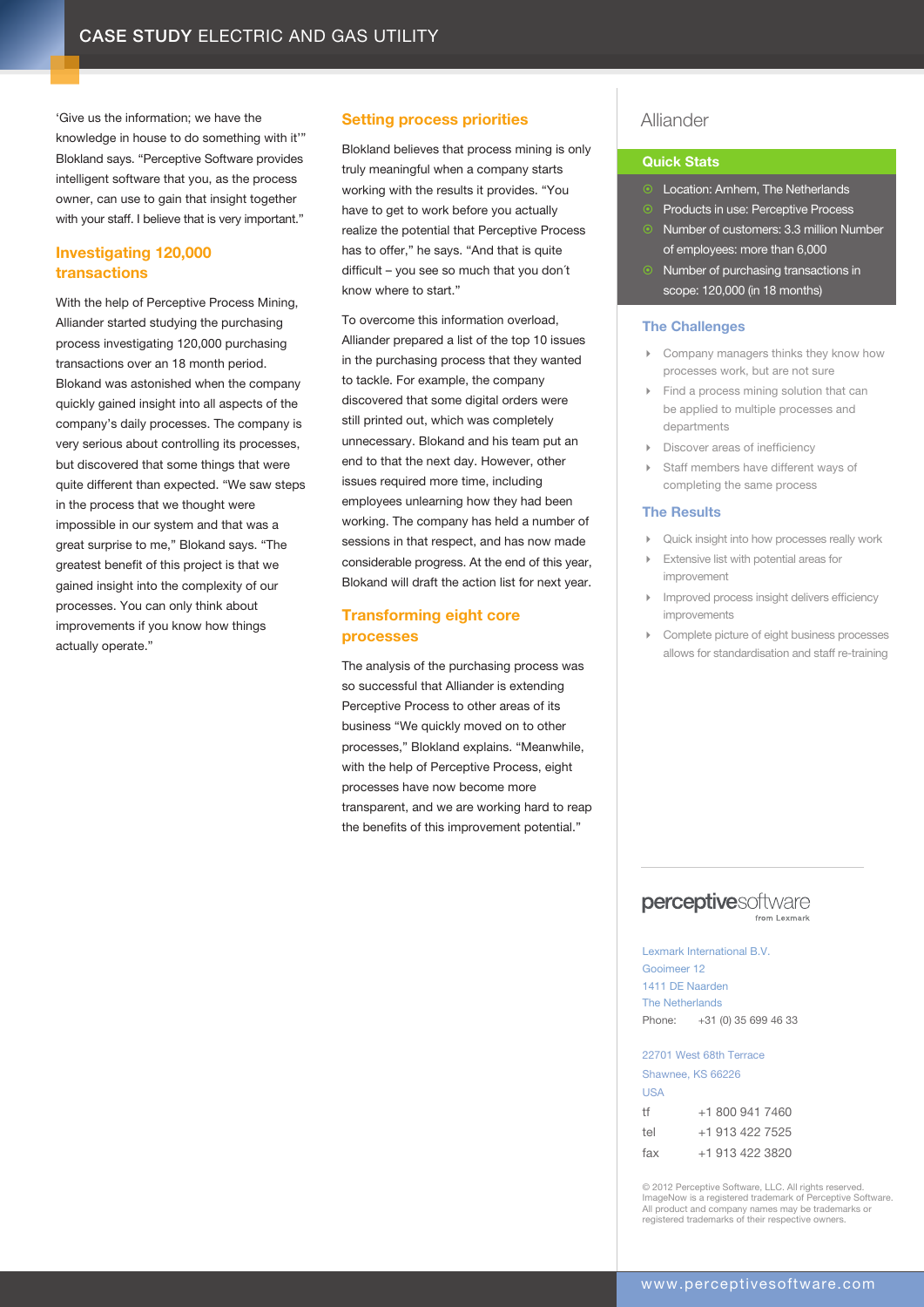'Give us the information; we have the knowledge in house to do something with it'" Blokland says. "Perceptive Software provides intelligent software that you, as the process owner, can use to gain that insight together with your staff. I believe that is very important."

## Investigating 120,000 transactions

With the help of Perceptive Process Mining, Alliander started studying the purchasing process investigating 120,000 purchasing transactions over an 18 month period. Blokand was astonished when the company quickly gained insight into all aspects of the company's daily processes. The company is very serious about controlling its processes, but discovered that some things that were quite different than expected. "We saw steps in the process that we thought were impossible in our system and that was a great surprise to me," Blokand says. "The greatest benefit of this project is that we gained insight into the complexity of our processes. You can only think about improvements if you know how things actually operate."

## Setting process priorities

Blokland believes that process mining is only truly meaningful when a company starts working with the results it provides. "You have to get to work before you actually realize the potential that Perceptive Process has to offer," he says. "And that is quite difficult – you see so much that you don´t know where to start."

To overcome this information overload, Alliander prepared a list of the top 10 issues in the purchasing process that they wanted to tackle. For example, the company discovered that some digital orders were still printed out, which was completely unnecessary. Blokand and his team put an end to that the next day. However, other issues required more time, including employees unlearning how they had been working. The company has held a number of sessions in that respect, and has now made considerable progress. At the end of this year, Blokand will draft the action list for next year.

## Transforming eight core processes

The analysis of the purchasing process was so successful that Alliander is extending Perceptive Process to other areas of its business "We quickly moved on to other processes," Blokland explains. "Meanwhile, with the help of Perceptive Process, eight processes have now become more transparent, and we are working hard to reap the benefits of this improvement potential."

# Alliander

## Quick Stats

- Location: Arnhem, The Netherlands
- Products in use: Perceptive Process
- Number of customers: 3.3 million Number of employees: more than 6,000
- Number of purchasing transactions in scope: 120,000 (in 18 months)

## The Challenges

- Company managers thinks they know how processes work, but are not sure
- Find a process mining solution that can be applied to multiple processes and departments
- Discover areas of inefficiency
- Staff members have different ways of completing the same process

## The Results

- Quick insight into how processes really work
- Extensive list with potential areas for improvement
- Improved process insight delivers efficiency improvements
- Complete picture of eight business processes allows for standardisation and staff re-training

perceptivesoftware from Lexmark

Lexmark International B.V.
Gooimeer 12
1411 DE Naarden
The Netherlands
Phone: +31 (0) 35 699 46 33

22701 West 68th Terrace
Shawnee, KS 66226
USA
tf +1 800 941 7460
tel +1 913 422 7525
fax +1 913 422 3820

© 2012 Perceptive Software, LLC. All rights reserved. ImageNow is a registered trademark of Perceptive Software. All product and company names may be trademarks or registered trademarks of their respective owners.

www.perceptivesoftware.com